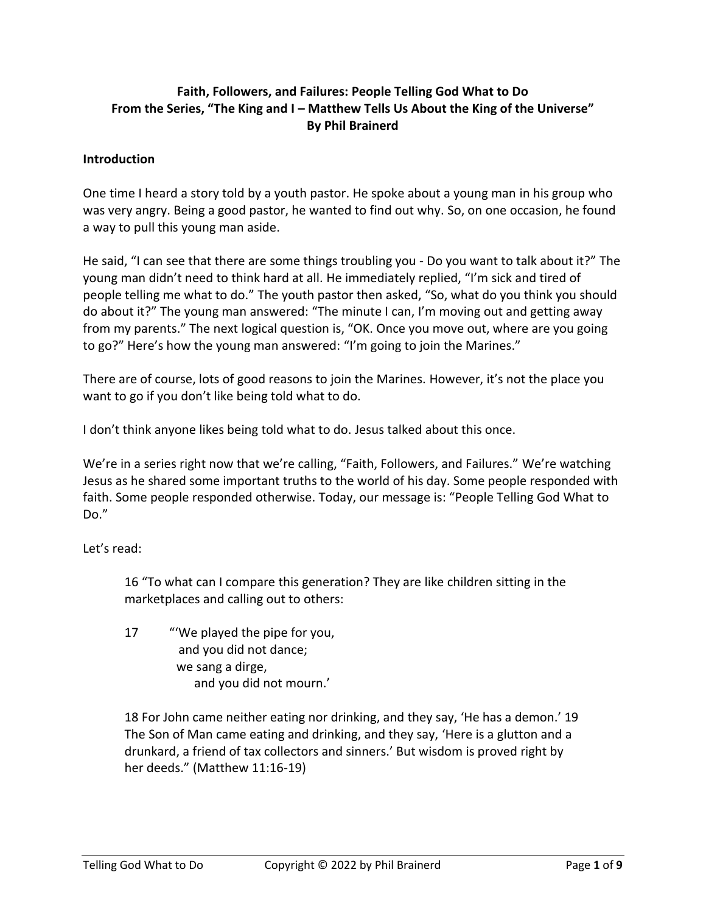**Faith, Followers, and Failures: People Telling God What to Do**
**From the Series, "The King and I – Matthew Tells Us About the King of the Universe"**
**By Phil Brainerd**

## Introduction

One time I heard a story told by a youth pastor. He spoke about a young man in his group who was very angry. Being a good pastor, he wanted to find out why. So, on one occasion, he found a way to pull this young man aside.

He said, "I can see that there are some things troubling you - Do you want to talk about it?" The young man didn't need to think hard at all. He immediately replied, "I'm sick and tired of people telling me what to do." The youth pastor then asked, "So, what do you think you should do about it?" The young man answered: "The minute I can, I'm moving out and getting away from my parents." The next logical question is, "OK. Once you move out, where are you going to go?" Here's how the young man answered: "I'm going to join the Marines."

There are of course, lots of good reasons to join the Marines. However, it's not the place you want to go if you don't like being told what to do.

I don't think anyone likes being told what to do. Jesus talked about this once.

We're in a series right now that we're calling, "Faith, Followers, and Failures." We're watching Jesus as he shared some important truths to the world of his day. Some people responded with faith. Some people responded otherwise. Today, our message is: "People Telling God What to Do."

Let's read:

> 16 "To what can I compare this generation? They are like children sitting in the marketplaces and calling out to others:
>
> 17 "'We played the pipe for you,
> and you did not dance;
> we sang a dirge,
> and you did not mourn.'
>
> 18 For John came neither eating nor drinking, and they say, 'He has a demon.' 19 The Son of Man came eating and drinking, and they say, 'Here is a glutton and a drunkard, a friend of tax collectors and sinners.' But wisdom is proved right by her deeds." (Matthew 11:16-19)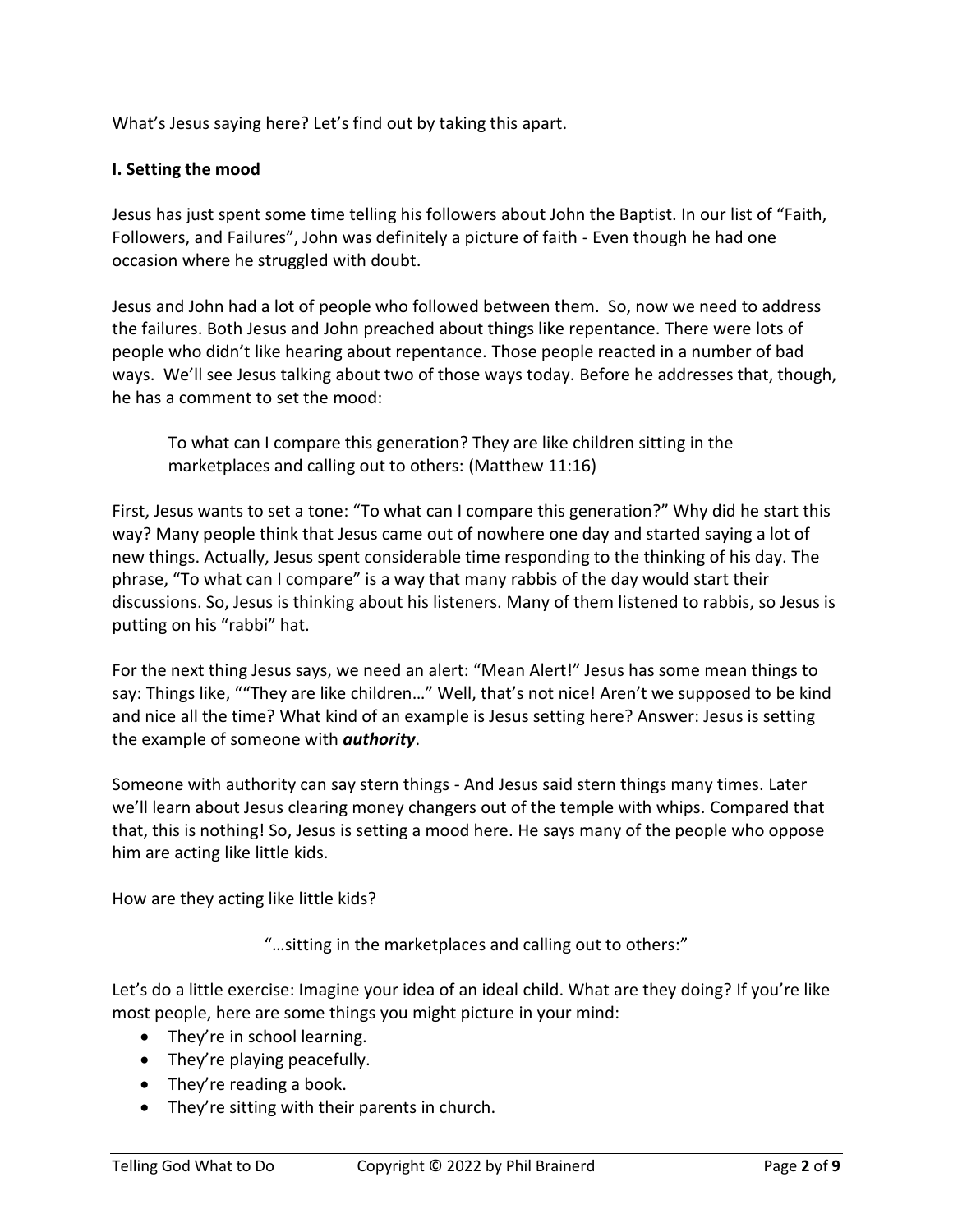What's Jesus saying here? Let's find out by taking this apart.

**I. Setting the mood**

Jesus has just spent some time telling his followers about John the Baptist. In our list of "Faith, Followers, and Failures", John was definitely a picture of faith - Even though he had one occasion where he struggled with doubt.

Jesus and John had a lot of people who followed between them. So, now we need to address the failures. Both Jesus and John preached about things like repentance. There were lots of people who didn't like hearing about repentance. Those people reacted in a number of bad ways. We'll see Jesus talking about two of those ways today. Before he addresses that, though, he has a comment to set the mood:

> To what can I compare this generation? They are like children sitting in the marketplaces and calling out to others: (Matthew 11:16)

First, Jesus wants to set a tone: "To what can I compare this generation?" Why did he start this way? Many people think that Jesus came out of nowhere one day and started saying a lot of new things. Actually, Jesus spent considerable time responding to the thinking of his day. The phrase, "To what can I compare" is a way that many rabbis of the day would start their discussions. So, Jesus is thinking about his listeners. Many of them listened to rabbis, so Jesus is putting on his "rabbi" hat.

For the next thing Jesus says, we need an alert: "Mean Alert!" Jesus has some mean things to say: Things like, ""They are like children…" Well, that's not nice! Aren't we supposed to be kind and nice all the time? What kind of an example is Jesus setting here? Answer: Jesus is setting the example of someone with ***authority***.

Someone with authority can say stern things - And Jesus said stern things many times. Later we'll learn about Jesus clearing money changers out of the temple with whips. Compared that that, this is nothing! So, Jesus is setting a mood here. He says many of the people who oppose him are acting like little kids.

How are they acting like little kids?

"…sitting in the marketplaces and calling out to others:"

Let's do a little exercise: Imagine your idea of an ideal child. What are they doing? If you're like most people, here are some things you might picture in your mind:

- They're in school learning.
- They're playing peacefully.
- They're reading a book.
- They're sitting with their parents in church.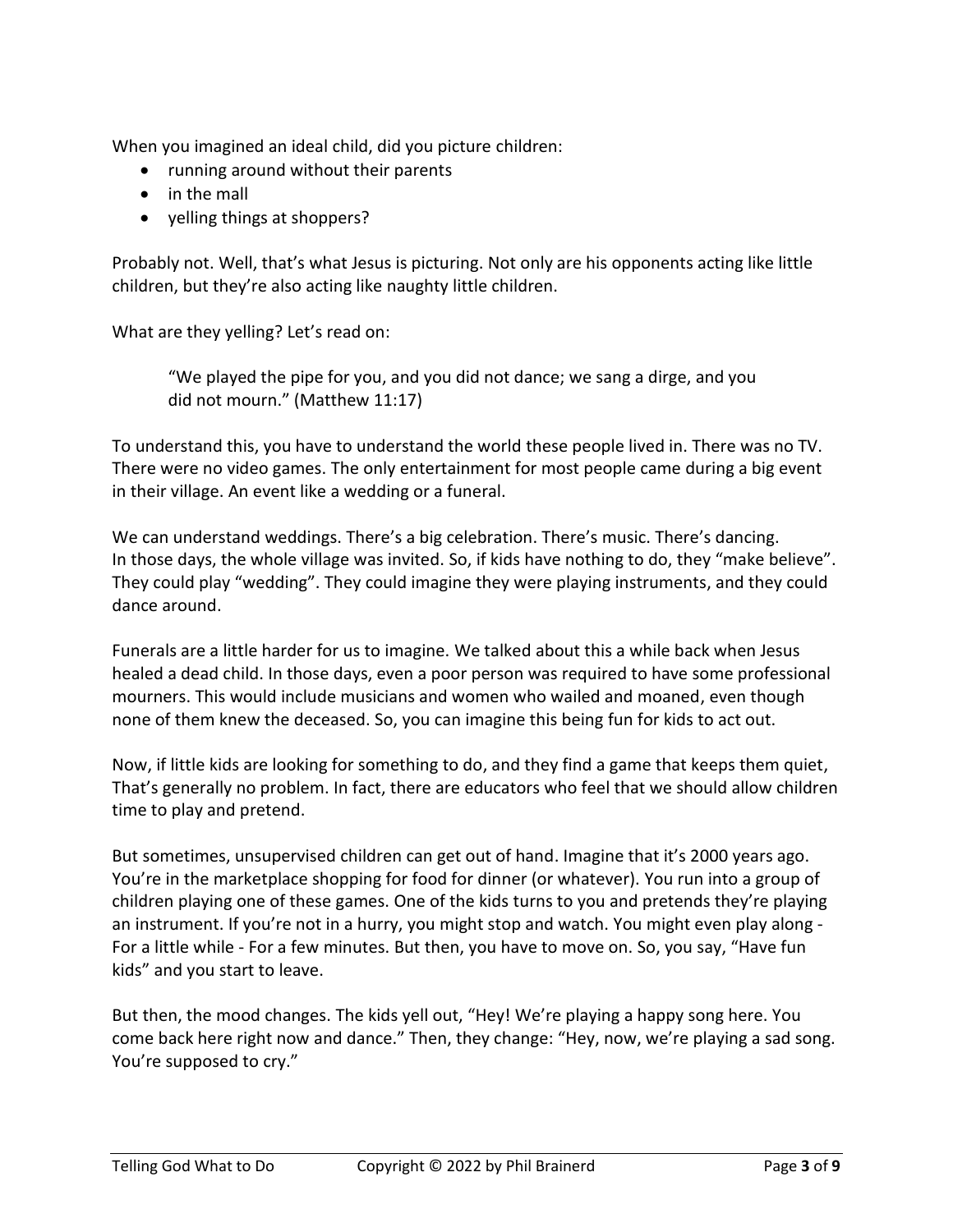When you imagined an ideal child, did you picture children:

- running around without their parents
- in the mall
- yelling things at shoppers?

Probably not. Well, that's what Jesus is picturing. Not only are his opponents acting like little children, but they're also acting like naughty little children.

What are they yelling? Let's read on:

> "We played the pipe for you, and you did not dance; we sang a dirge, and you did not mourn." (Matthew 11:17)

To understand this, you have to understand the world these people lived in. There was no TV. There were no video games. The only entertainment for most people came during a big event in their village. An event like a wedding or a funeral.

We can understand weddings. There's a big celebration. There's music. There's dancing. In those days, the whole village was invited. So, if kids have nothing to do, they "make believe". They could play "wedding". They could imagine they were playing instruments, and they could dance around.

Funerals are a little harder for us to imagine. We talked about this a while back when Jesus healed a dead child. In those days, even a poor person was required to have some professional mourners. This would include musicians and women who wailed and moaned, even though none of them knew the deceased. So, you can imagine this being fun for kids to act out.

Now, if little kids are looking for something to do, and they find a game that keeps them quiet, That's generally no problem. In fact, there are educators who feel that we should allow children time to play and pretend.

But sometimes, unsupervised children can get out of hand. Imagine that it's 2000 years ago. You're in the marketplace shopping for food for dinner (or whatever). You run into a group of children playing one of these games. One of the kids turns to you and pretends they're playing an instrument. If you're not in a hurry, you might stop and watch. You might even play along - For a little while - For a few minutes. But then, you have to move on. So, you say, "Have fun kids" and you start to leave.

But then, the mood changes. The kids yell out, "Hey! We're playing a happy song here. You come back here right now and dance." Then, they change: "Hey, now, we're playing a sad song. You're supposed to cry."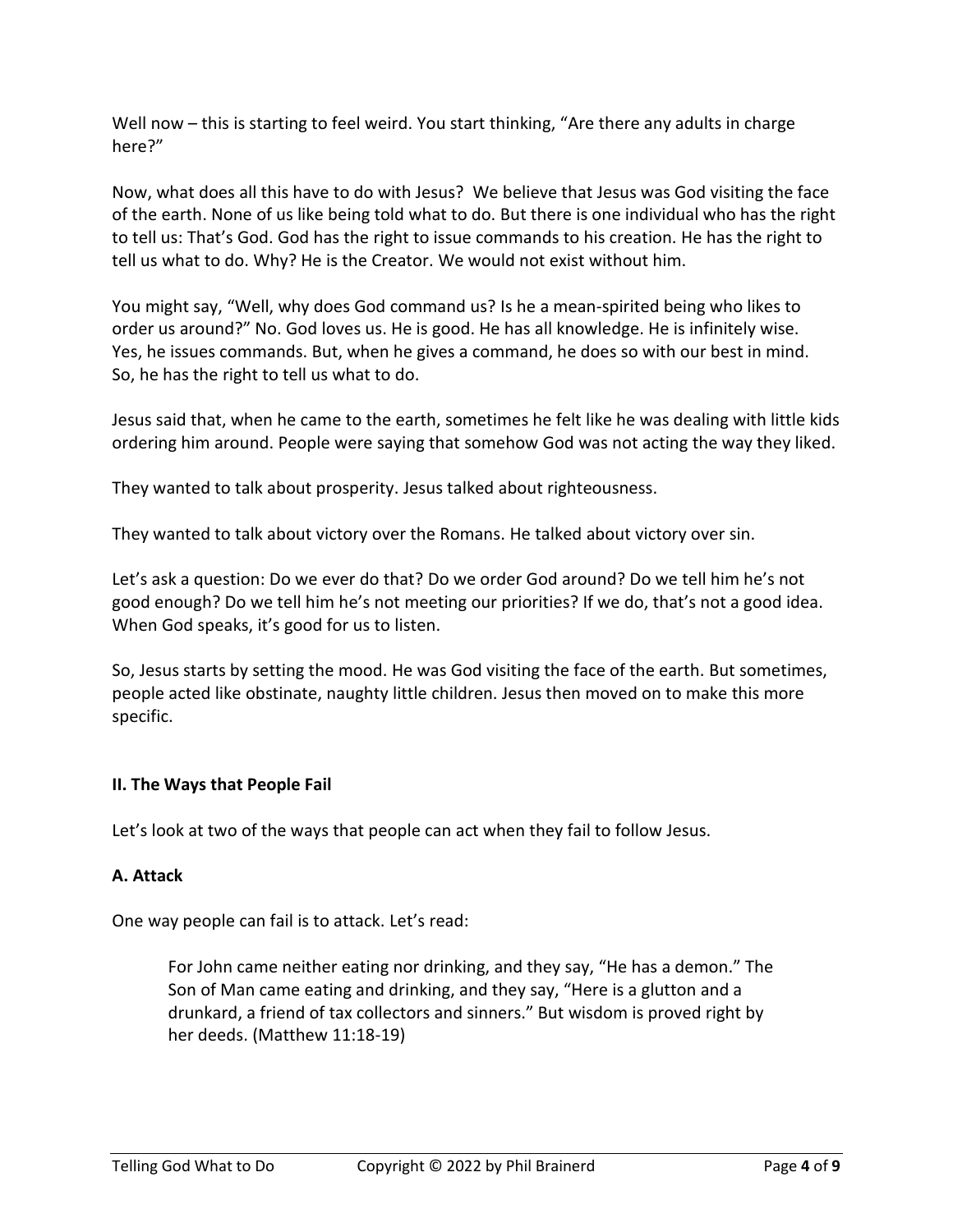Well now – this is starting to feel weird. You start thinking, "Are there any adults in charge here?"

Now, what does all this have to do with Jesus? We believe that Jesus was God visiting the face of the earth. None of us like being told what to do. But there is one individual who has the right to tell us: That's God. God has the right to issue commands to his creation. He has the right to tell us what to do. Why? He is the Creator. We would not exist without him.

You might say, "Well, why does God command us? Is he a mean-spirited being who likes to order us around?" No. God loves us. He is good. He has all knowledge. He is infinitely wise. Yes, he issues commands. But, when he gives a command, he does so with our best in mind. So, he has the right to tell us what to do.

Jesus said that, when he came to the earth, sometimes he felt like he was dealing with little kids ordering him around. People were saying that somehow God was not acting the way they liked.

They wanted to talk about prosperity. Jesus talked about righteousness.

They wanted to talk about victory over the Romans. He talked about victory over sin.

Let's ask a question: Do we ever do that? Do we order God around? Do we tell him he's not good enough? Do we tell him he's not meeting our priorities? If we do, that's not a good idea. When God speaks, it's good for us to listen.

So, Jesus starts by setting the mood. He was God visiting the face of the earth. But sometimes, people acted like obstinate, naughty little children. Jesus then moved on to make this more specific.

## II. The Ways that People Fail

Let's look at two of the ways that people can act when they fail to follow Jesus.

### A. Attack

One way people can fail is to attack. Let's read:

> For John came neither eating nor drinking, and they say, "He has a demon." The Son of Man came eating and drinking, and they say, "Here is a glutton and a drunkard, a friend of tax collectors and sinners." But wisdom is proved right by her deeds. (Matthew 11:18-19)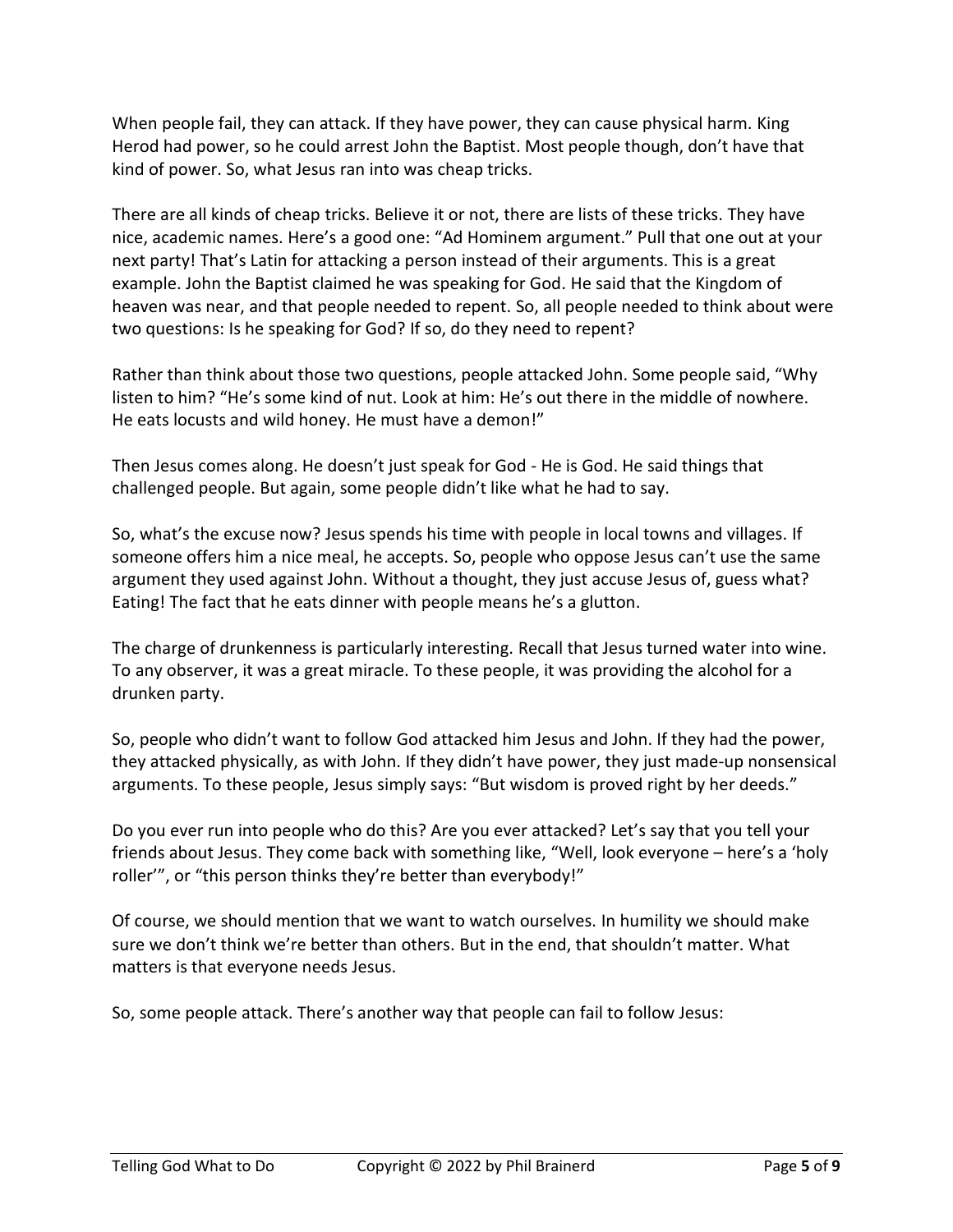When people fail, they can attack. If they have power, they can cause physical harm. King Herod had power, so he could arrest John the Baptist. Most people though, don't have that kind of power. So, what Jesus ran into was cheap tricks.

There are all kinds of cheap tricks. Believe it or not, there are lists of these tricks. They have nice, academic names. Here's a good one: "Ad Hominem argument." Pull that one out at your next party! That's Latin for attacking a person instead of their arguments. This is a great example. John the Baptist claimed he was speaking for God. He said that the Kingdom of heaven was near, and that people needed to repent. So, all people needed to think about were two questions: Is he speaking for God? If so, do they need to repent?

Rather than think about those two questions, people attacked John. Some people said, "Why listen to him? "He's some kind of nut. Look at him: He's out there in the middle of nowhere. He eats locusts and wild honey. He must have a demon!"

Then Jesus comes along. He doesn't just speak for God - He is God. He said things that challenged people. But again, some people didn't like what he had to say.

So, what's the excuse now? Jesus spends his time with people in local towns and villages. If someone offers him a nice meal, he accepts. So, people who oppose Jesus can't use the same argument they used against John. Without a thought, they just accuse Jesus of, guess what? Eating! The fact that he eats dinner with people means he's a glutton.

The charge of drunkenness is particularly interesting. Recall that Jesus turned water into wine. To any observer, it was a great miracle. To these people, it was providing the alcohol for a drunken party.

So, people who didn't want to follow God attacked him Jesus and John. If they had the power, they attacked physically, as with John. If they didn't have power, they just made-up nonsensical arguments. To these people, Jesus simply says: "But wisdom is proved right by her deeds."

Do you ever run into people who do this? Are you ever attacked? Let's say that you tell your friends about Jesus. They come back with something like, "Well, look everyone – here's a 'holy roller'", or "this person thinks they're better than everybody!"

Of course, we should mention that we want to watch ourselves. In humility we should make sure we don't think we're better than others. But in the end, that shouldn't matter. What matters is that everyone needs Jesus.

So, some people attack. There's another way that people can fail to follow Jesus: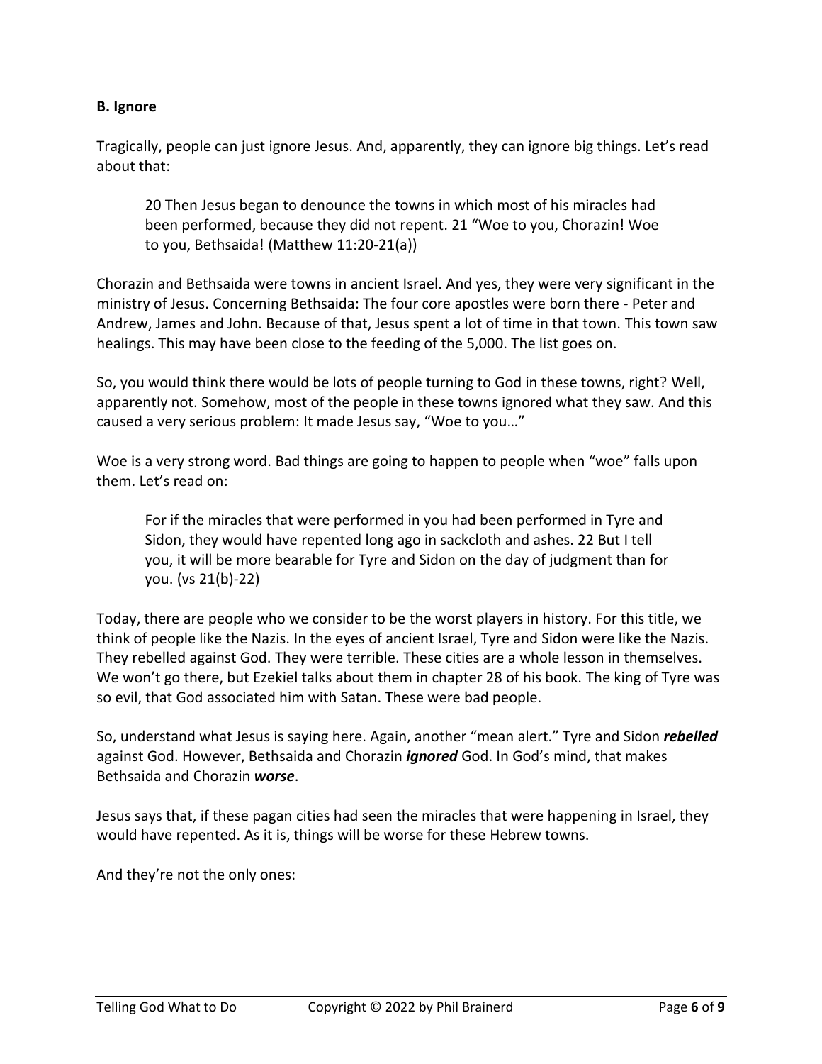**B. Ignore**

Tragically, people can just ignore Jesus. And, apparently, they can ignore big things. Let's read about that:

> 20 Then Jesus began to denounce the towns in which most of his miracles had been performed, because they did not repent. 21 "Woe to you, Chorazin! Woe to you, Bethsaida! (Matthew 11:20-21(a))

Chorazin and Bethsaida were towns in ancient Israel. And yes, they were very significant in the ministry of Jesus. Concerning Bethsaida: The four core apostles were born there - Peter and Andrew, James and John. Because of that, Jesus spent a lot of time in that town. This town saw healings. This may have been close to the feeding of the 5,000. The list goes on.

So, you would think there would be lots of people turning to God in these towns, right? Well, apparently not. Somehow, most of the people in these towns ignored what they saw. And this caused a very serious problem: It made Jesus say, "Woe to you…"

Woe is a very strong word. Bad things are going to happen to people when "woe" falls upon them. Let's read on:

> For if the miracles that were performed in you had been performed in Tyre and Sidon, they would have repented long ago in sackcloth and ashes. 22 But I tell you, it will be more bearable for Tyre and Sidon on the day of judgment than for you. (vs 21(b)-22)

Today, there are people who we consider to be the worst players in history. For this title, we think of people like the Nazis. In the eyes of ancient Israel, Tyre and Sidon were like the Nazis. They rebelled against God. They were terrible. These cities are a whole lesson in themselves. We won't go there, but Ezekiel talks about them in chapter 28 of his book. The king of Tyre was so evil, that God associated him with Satan. These were bad people.

So, understand what Jesus is saying here. Again, another "mean alert." Tyre and Sidon ***rebelled*** against God. However, Bethsaida and Chorazin ***ignored*** God. In God's mind, that makes Bethsaida and Chorazin ***worse***.

Jesus says that, if these pagan cities had seen the miracles that were happening in Israel, they would have repented. As it is, things will be worse for these Hebrew towns.

And they're not the only ones: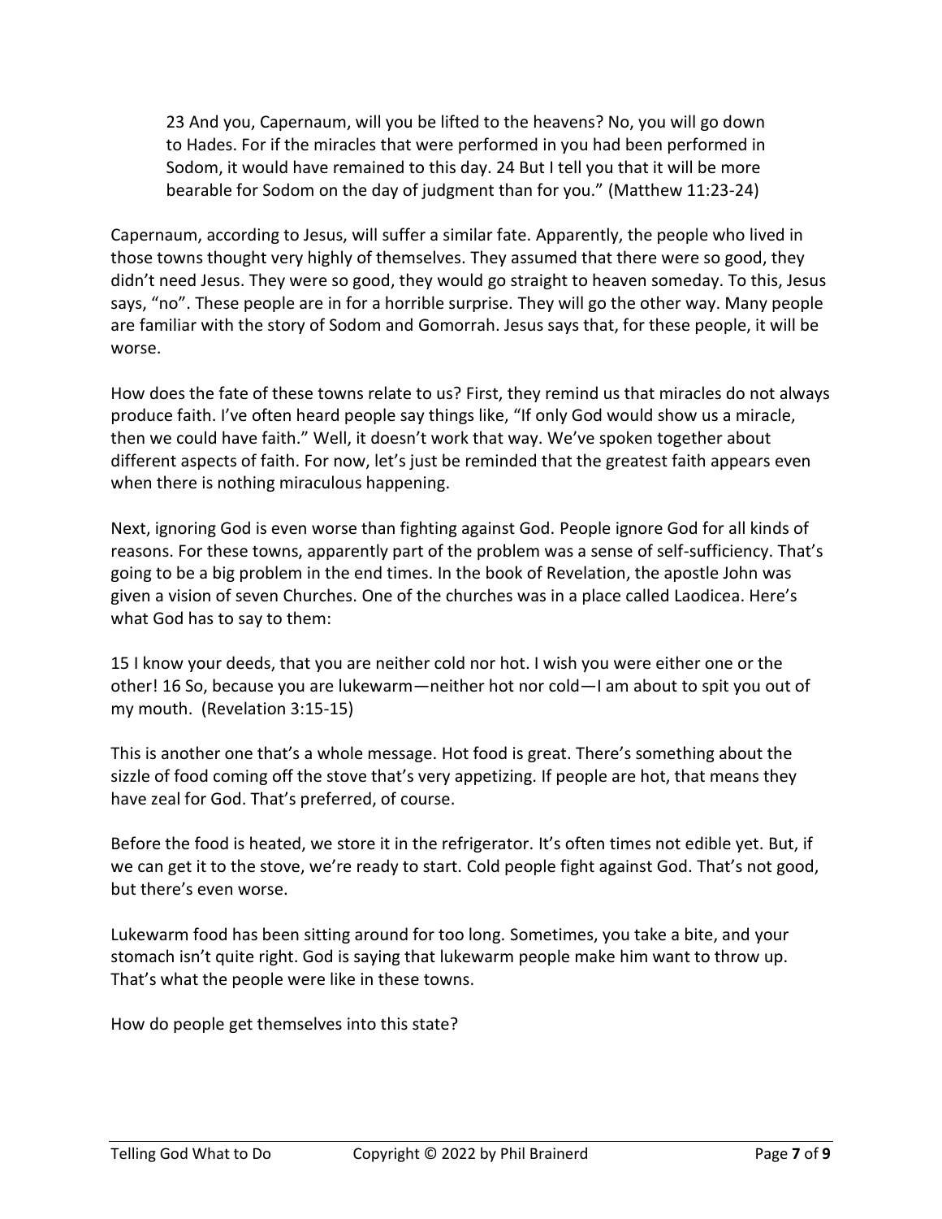> 23 And you, Capernaum, will you be lifted to the heavens? No, you will go down to Hades. For if the miracles that were performed in you had been performed in Sodom, it would have remained to this day. 24 But I tell you that it will be more bearable for Sodom on the day of judgment than for you." (Matthew 11:23-24)

Capernaum, according to Jesus, will suffer a similar fate. Apparently, the people who lived in those towns thought very highly of themselves. They assumed that there were so good, they didn't need Jesus. They were so good, they would go straight to heaven someday. To this, Jesus says, "no". These people are in for a horrible surprise. They will go the other way. Many people are familiar with the story of Sodom and Gomorrah. Jesus says that, for these people, it will be worse.

How does the fate of these towns relate to us? First, they remind us that miracles do not always produce faith. I've often heard people say things like, "If only God would show us a miracle, then we could have faith." Well, it doesn't work that way. We've spoken together about different aspects of faith. For now, let's just be reminded that the greatest faith appears even when there is nothing miraculous happening.

Next, ignoring God is even worse than fighting against God. People ignore God for all kinds of reasons. For these towns, apparently part of the problem was a sense of self-sufficiency. That's going to be a big problem in the end times. In the book of Revelation, the apostle John was given a vision of seven Churches. One of the churches was in a place called Laodicea. Here's what God has to say to them:

15 I know your deeds, that you are neither cold nor hot. I wish you were either one or the other! 16 So, because you are lukewarm—neither hot nor cold—I am about to spit you out of my mouth. (Revelation 3:15-15)

This is another one that's a whole message. Hot food is great. There's something about the sizzle of food coming off the stove that's very appetizing. If people are hot, that means they have zeal for God. That's preferred, of course.

Before the food is heated, we store it in the refrigerator. It's often times not edible yet. But, if we can get it to the stove, we're ready to start. Cold people fight against God. That's not good, but there's even worse.

Lukewarm food has been sitting around for too long. Sometimes, you take a bite, and your stomach isn't quite right. God is saying that lukewarm people make him want to throw up. That's what the people were like in these towns.

How do people get themselves into this state?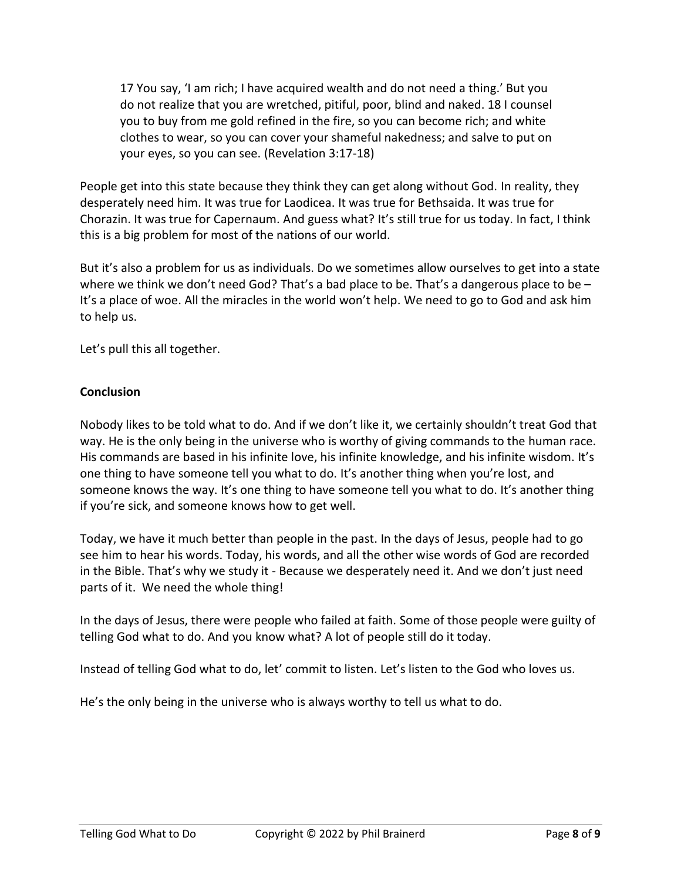> 17 You say, 'I am rich; I have acquired wealth and do not need a thing.' But you do not realize that you are wretched, pitiful, poor, blind and naked. 18 I counsel you to buy from me gold refined in the fire, so you can become rich; and white clothes to wear, so you can cover your shameful nakedness; and salve to put on your eyes, so you can see. (Revelation 3:17-18)

People get into this state because they think they can get along without God. In reality, they desperately need him. It was true for Laodicea. It was true for Bethsaida. It was true for Chorazin. It was true for Capernaum. And guess what? It's still true for us today. In fact, I think this is a big problem for most of the nations of our world.

But it's also a problem for us as individuals. Do we sometimes allow ourselves to get into a state where we think we don't need God? That's a bad place to be. That's a dangerous place to be – It's a place of woe. All the miracles in the world won't help. We need to go to God and ask him to help us.

Let's pull this all together.

**Conclusion**

Nobody likes to be told what to do. And if we don't like it, we certainly shouldn't treat God that way. He is the only being in the universe who is worthy of giving commands to the human race. His commands are based in his infinite love, his infinite knowledge, and his infinite wisdom. It's one thing to have someone tell you what to do. It's another thing when you're lost, and someone knows the way. It's one thing to have someone tell you what to do. It's another thing if you're sick, and someone knows how to get well.

Today, we have it much better than people in the past. In the days of Jesus, people had to go see him to hear his words. Today, his words, and all the other wise words of God are recorded in the Bible. That's why we study it - Because we desperately need it. And we don't just need parts of it. We need the whole thing!

In the days of Jesus, there were people who failed at faith. Some of those people were guilty of telling God what to do. And you know what? A lot of people still do it today.

Instead of telling God what to do, let' commit to listen. Let's listen to the God who loves us.

He's the only being in the universe who is always worthy to tell us what to do.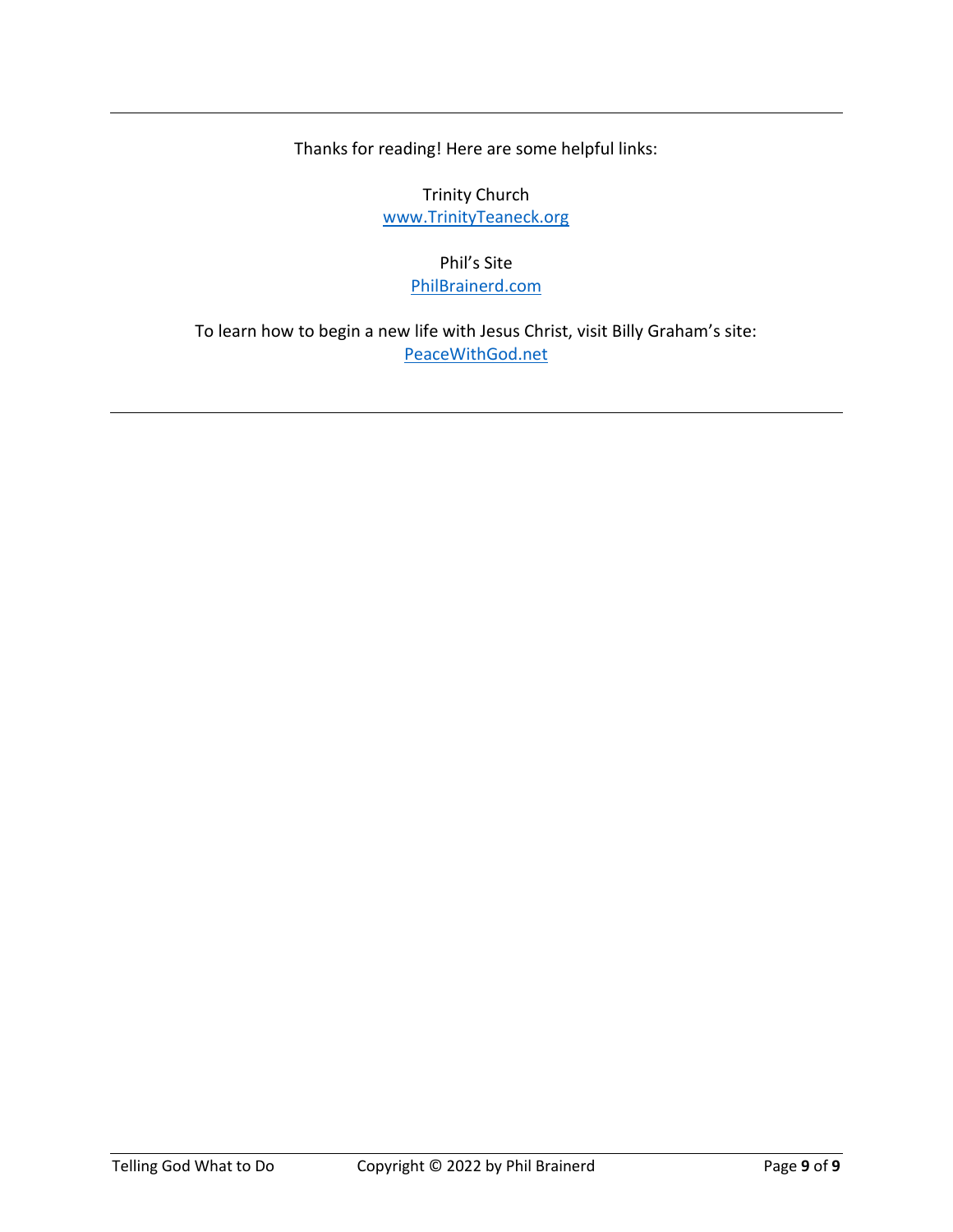Thanks for reading! Here are some helpful links:

Trinity Church  
[www.TrinityTeaneck.org](http://www.TrinityTeaneck.org)

Phil's Site  
[PhilBrainerd.com](http://PhilBrainerd.com)

To learn how to begin a new life with Jesus Christ, visit Billy Graham's site:  
[PeaceWithGod.net](http://PeaceWithGod.net)